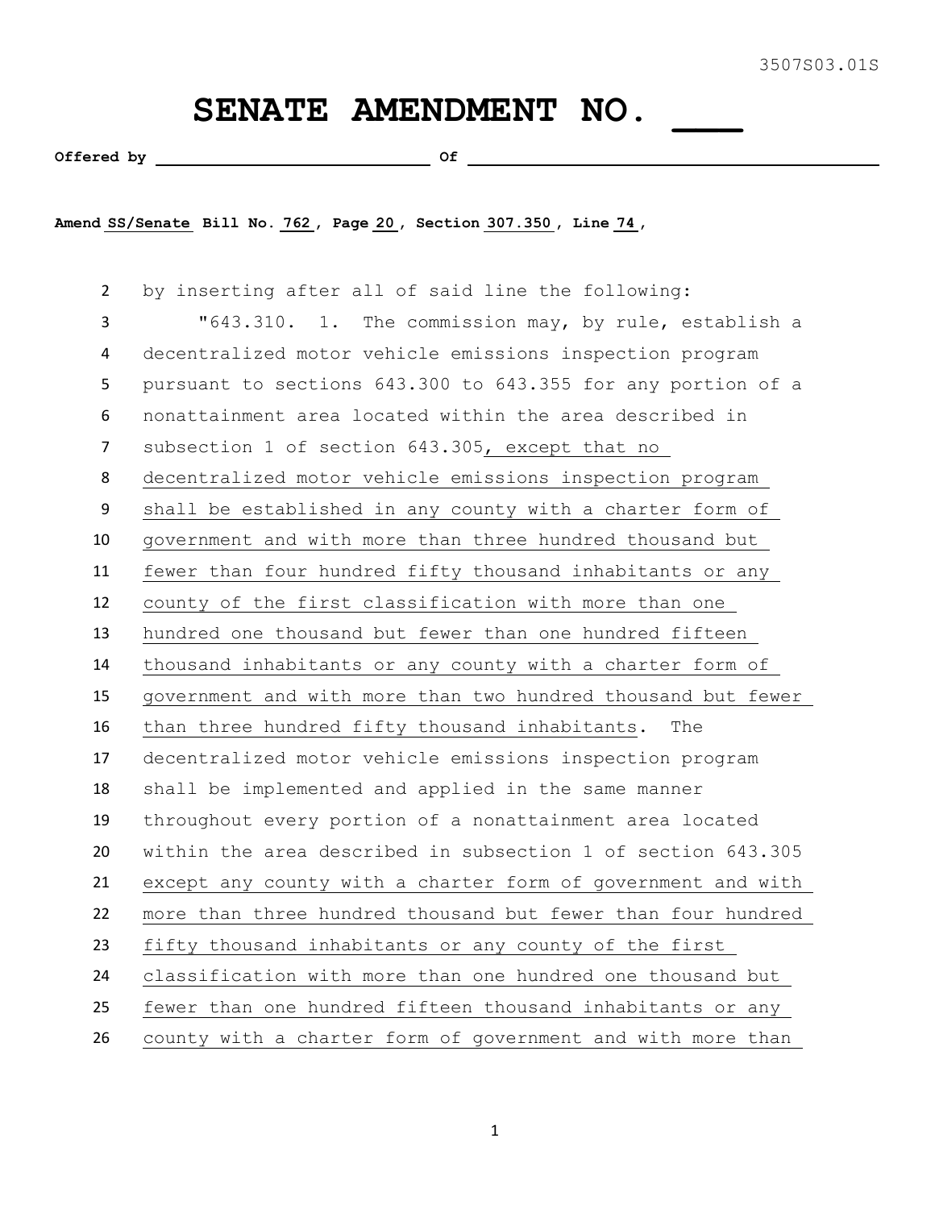3507S03.01S

# SENATE AMENDMENT NO. ___

**Offered by** ______________________________ **Of** ______________________________________________

**Amend SS/Senate Bill No. 762, Page 20, Section 307.350, Line 74,**

2 by inserting after all of said line the following:

3 "643.310. 1. The commission may, by rule, establish a
4 decentralized motor vehicle emissions inspection program
5 pursuant to sections 643.300 to 643.355 for any portion of a
6 nonattainment area located within the area described in
7 subsection 1 of section 643.305, except that no
8 decentralized motor vehicle emissions inspection program
9 shall be established in any county with a charter form of
10 government and with more than three hundred thousand but
11 fewer than four hundred fifty thousand inhabitants or any
12 county of the first classification with more than one
13 hundred one thousand but fewer than one hundred fifteen
14 thousand inhabitants or any county with a charter form of
15 government and with more than two hundred thousand but fewer
16 than three hundred fifty thousand inhabitants. The
17 decentralized motor vehicle emissions inspection program
18 shall be implemented and applied in the same manner
19 throughout every portion of a nonattainment area located
20 within the area described in subsection 1 of section 643.305
21 except any county with a charter form of government and with
22 more than three hundred thousand but fewer than four hundred
23 fifty thousand inhabitants or any county of the first
24 classification with more than one hundred one thousand but
25 fewer than one hundred fifteen thousand inhabitants or any
26 county with a charter form of government and with more than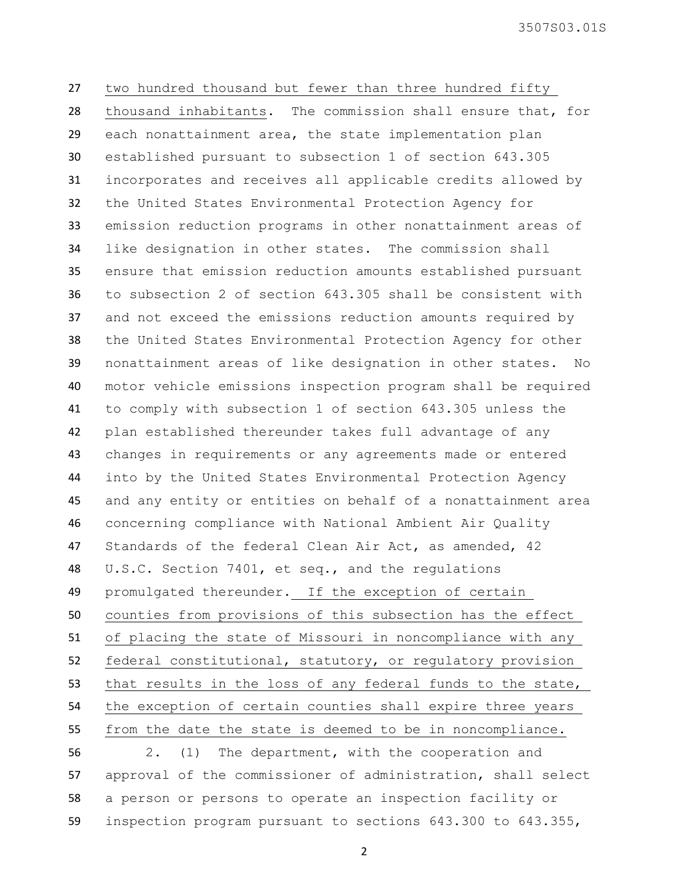two hundred thousand but fewer than three hundred fifty thousand inhabitants. The commission shall ensure that, for each nonattainment area, the state implementation plan established pursuant to subsection 1 of section 643.305 incorporates and receives all applicable credits allowed by the United States Environmental Protection Agency for emission reduction programs in other nonattainment areas of like designation in other states. The commission shall ensure that emission reduction amounts established pursuant to subsection 2 of section 643.305 shall be consistent with and not exceed the emissions reduction amounts required by the United States Environmental Protection Agency for other nonattainment areas of like designation in other states. No motor vehicle emissions inspection program shall be required to comply with subsection 1 of section 643.305 unless the plan established thereunder takes full advantage of any changes in requirements or any agreements made or entered into by the United States Environmental Protection Agency and any entity or entities on behalf of a nonattainment area concerning compliance with National Ambient Air Quality Standards of the federal Clean Air Act, as amended, 42 U.S.C. Section 7401, et seq., and the regulations promulgated thereunder. If the exception of certain counties from provisions of this subsection has the effect of placing the state of Missouri in noncompliance with any federal constitutional, statutory, or regulatory provision that results in the loss of any federal funds to the state, the exception of certain counties shall expire three years from the date the state is deemed to be in noncompliance.

2. (1) The department, with the cooperation and approval of the commissioner of administration, shall select a person or persons to operate an inspection facility or inspection program pursuant to sections 643.300 to 643.355,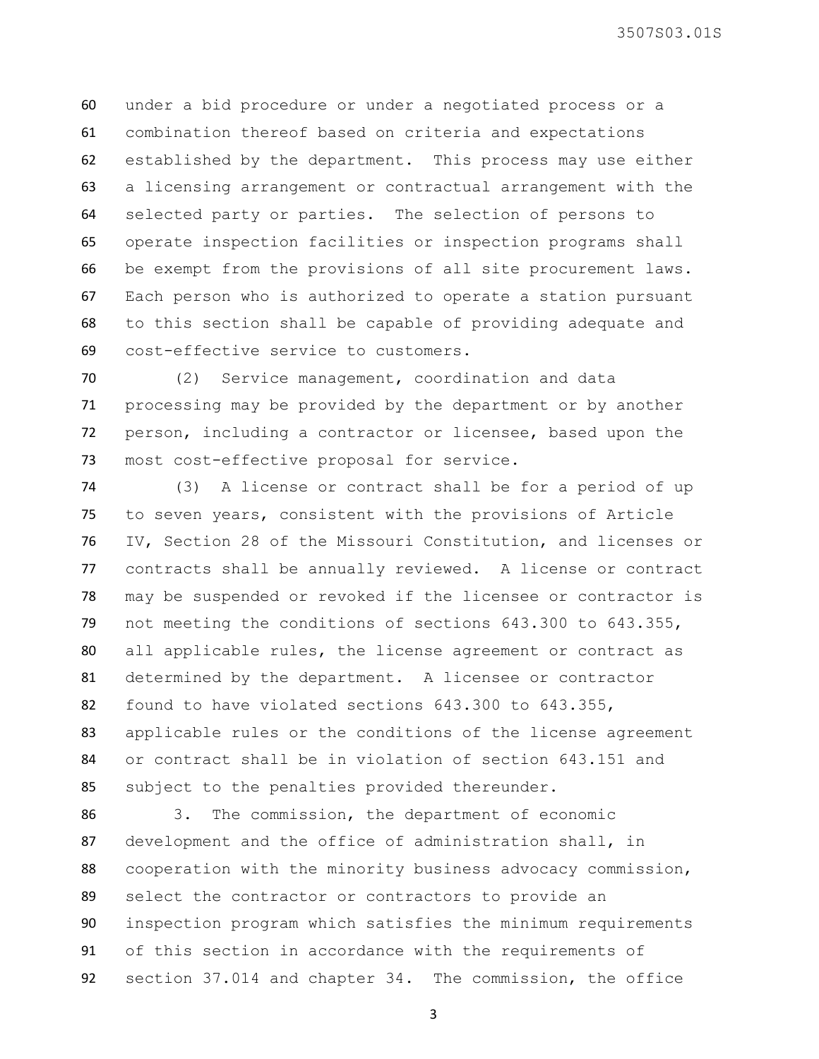under a bid procedure or under a negotiated process or a combination thereof based on criteria and expectations established by the department. This process may use either a licensing arrangement or contractual arrangement with the selected party or parties. The selection of persons to operate inspection facilities or inspection programs shall be exempt from the provisions of all site procurement laws. Each person who is authorized to operate a station pursuant to this section shall be capable of providing adequate and cost-effective service to customers.

(2) Service management, coordination and data processing may be provided by the department or by another person, including a contractor or licensee, based upon the most cost-effective proposal for service.

(3) A license or contract shall be for a period of up to seven years, consistent with the provisions of Article IV, Section 28 of the Missouri Constitution, and licenses or contracts shall be annually reviewed. A license or contract may be suspended or revoked if the licensee or contractor is not meeting the conditions of sections 643.300 to 643.355, all applicable rules, the license agreement or contract as determined by the department. A licensee or contractor found to have violated sections 643.300 to 643.355, applicable rules or the conditions of the license agreement or contract shall be in violation of section 643.151 and subject to the penalties provided thereunder.

3. The commission, the department of economic development and the office of administration shall, in cooperation with the minority business advocacy commission, select the contractor or contractors to provide an inspection program which satisfies the minimum requirements of this section in accordance with the requirements of section 37.014 and chapter 34. The commission, the office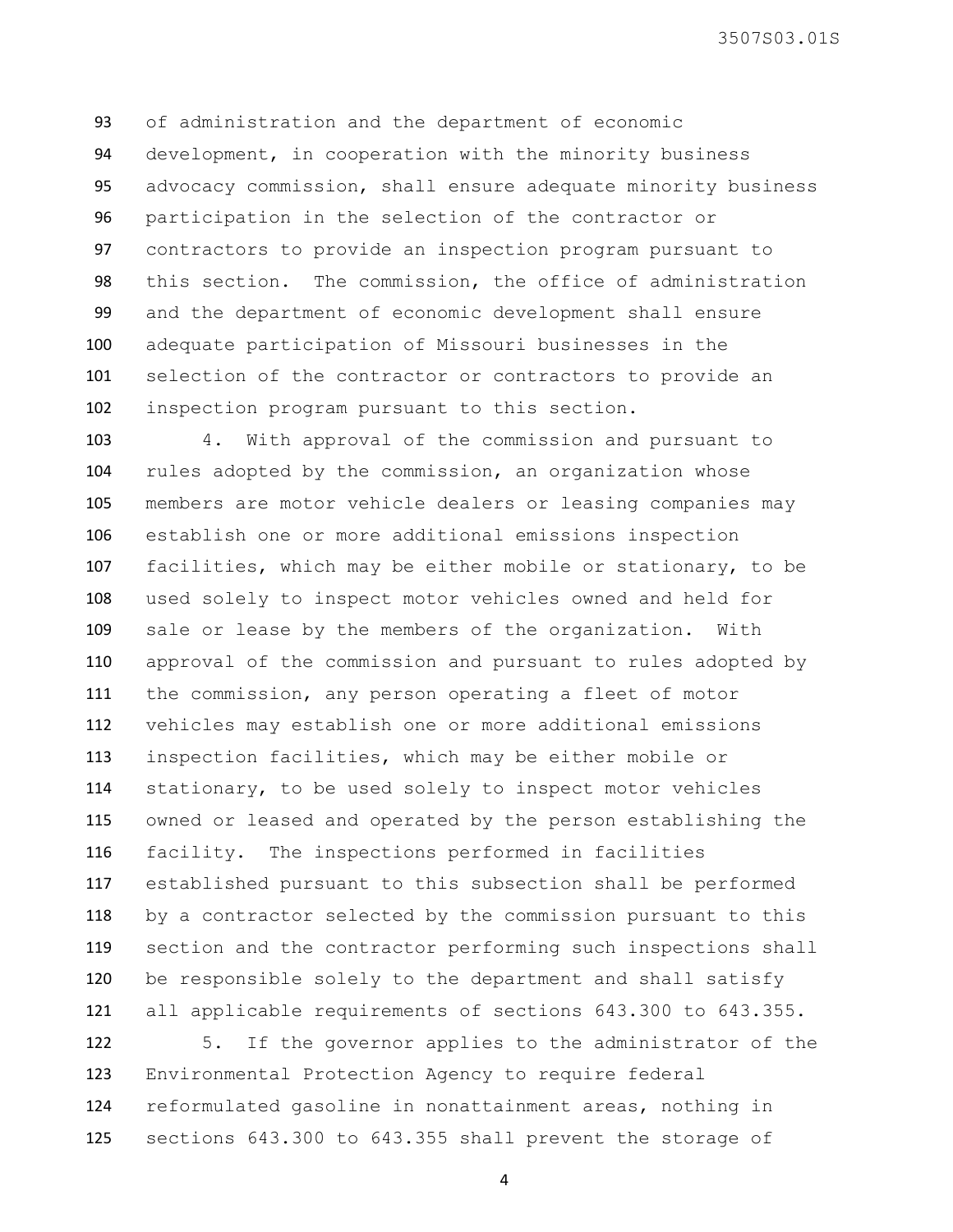of administration and the department of economic development, in cooperation with the minority business advocacy commission, shall ensure adequate minority business participation in the selection of the contractor or contractors to provide an inspection program pursuant to this section. The commission, the office of administration and the department of economic development shall ensure adequate participation of Missouri businesses in the selection of the contractor or contractors to provide an inspection program pursuant to this section.

4. With approval of the commission and pursuant to rules adopted by the commission, an organization whose members are motor vehicle dealers or leasing companies may establish one or more additional emissions inspection facilities, which may be either mobile or stationary, to be used solely to inspect motor vehicles owned and held for sale or lease by the members of the organization. With approval of the commission and pursuant to rules adopted by the commission, any person operating a fleet of motor vehicles may establish one or more additional emissions inspection facilities, which may be either mobile or stationary, to be used solely to inspect motor vehicles owned or leased and operated by the person establishing the facility. The inspections performed in facilities established pursuant to this subsection shall be performed by a contractor selected by the commission pursuant to this section and the contractor performing such inspections shall be responsible solely to the department and shall satisfy all applicable requirements of sections 643.300 to 643.355.

5. If the governor applies to the administrator of the Environmental Protection Agency to require federal reformulated gasoline in nonattainment areas, nothing in sections 643.300 to 643.355 shall prevent the storage of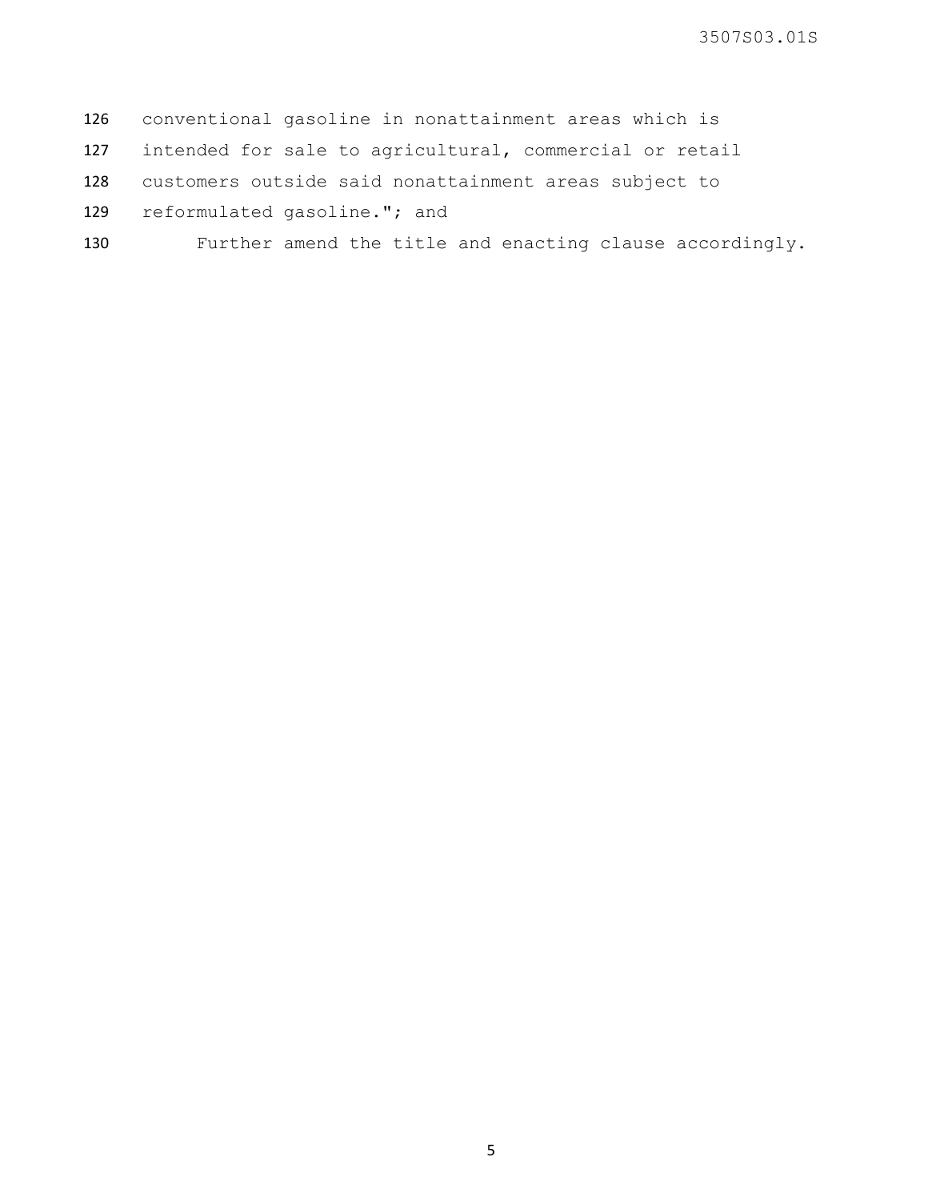126 conventional gasoline in nonattainment areas which is
127 intended for sale to agricultural, commercial or retail
128 customers outside said nonattainment areas subject to
129 reformulated gasoline."; and
130 Further amend the title and enacting clause accordingly.